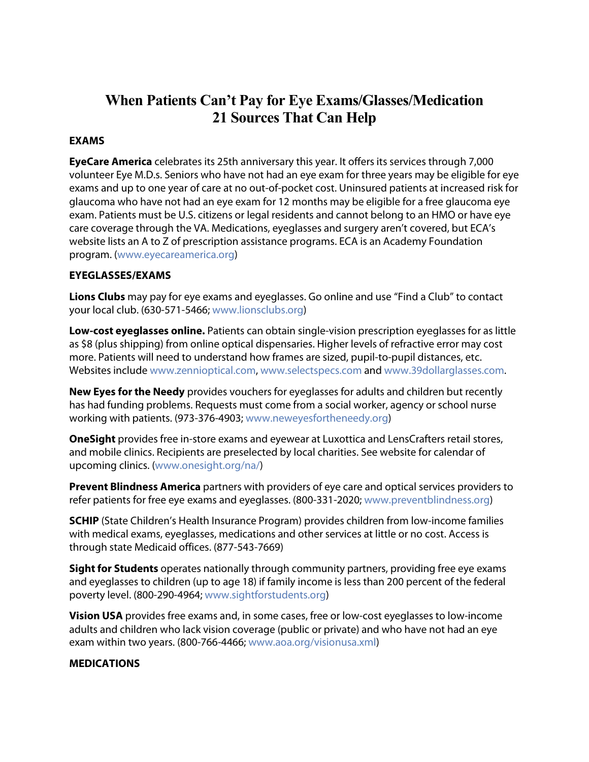# When Patients Can't Pay for Eye Exams/Glasses/Medication 21 Sources That Can Help

## EXAMS

**EyeCare America** celebrates its 25th anniversary this year. It offers its services through 7,000 volunteer Eye M.D.s. Seniors who have not had an eye exam for three years may be eligible for eye exams and up to one year of care at no out-of-pocket cost. Uninsured patients at increased risk for glaucoma who have not had an eye exam for 12 months may be eligible for a free glaucoma eye exam. Patients must be U.S. citizens or legal residents and cannot belong to an HMO or have eye care coverage through the VA. Medications, eyeglasses and surgery aren't covered, but ECA's website lists an A to Z of prescription assistance programs. ECA is an Academy Foundation program. (www.eyecareamerica.org)

## EYEGLASSES/EXAMS

**Lions Clubs** may pay for eye exams and eyeglasses. Go online and use "Find a Club" to contact your local club. (630-571-5466; www.lionsclubs.org)

**Low-cost eyeglasses online.** Patients can obtain single-vision prescription eyeglasses for as little as $8 (plus shipping) from online optical dispensaries. Higher levels of refractive error may cost more. Patients will need to understand how frames are sized, pupil-to-pupil distances, etc. Websites include www.zennioptical.com, www.selectspecs.com and www.39dollarglasses.com.

**New Eyes for the Needy** provides vouchers for eyeglasses for adults and children but recently has had funding problems. Requests must come from a social worker, agency or school nurse working with patients. (973-376-4903; www.neweyesfortheneedy.org)

**OneSight** provides free in-store exams and eyewear at Luxottica and LensCrafters retail stores, and mobile clinics. Recipients are preselected by local charities. See website for calendar of upcoming clinics. (www.onesight.org/na/)

**Prevent Blindness America** partners with providers of eye care and optical services providers to refer patients for free eye exams and eyeglasses. (800-331-2020; www.preventblindness.org)

**SCHIP** (State Children's Health Insurance Program) provides children from low-income families with medical exams, eyeglasses, medications and other services at little or no cost. Access is through state Medicaid offices. (877-543-7669)

**Sight for Students** operates nationally through community partners, providing free eye exams and eyeglasses to children (up to age 18) if family income is less than 200 percent of the federal poverty level. (800-290-4964; www.sightforstudents.org)

**Vision USA** provides free exams and, in some cases, free or low-cost eyeglasses to low-income adults and children who lack vision coverage (public or private) and who have not had an eye exam within two years. (800-766-4466; www.aoa.org/visionusa.xml)

## MEDICATIONS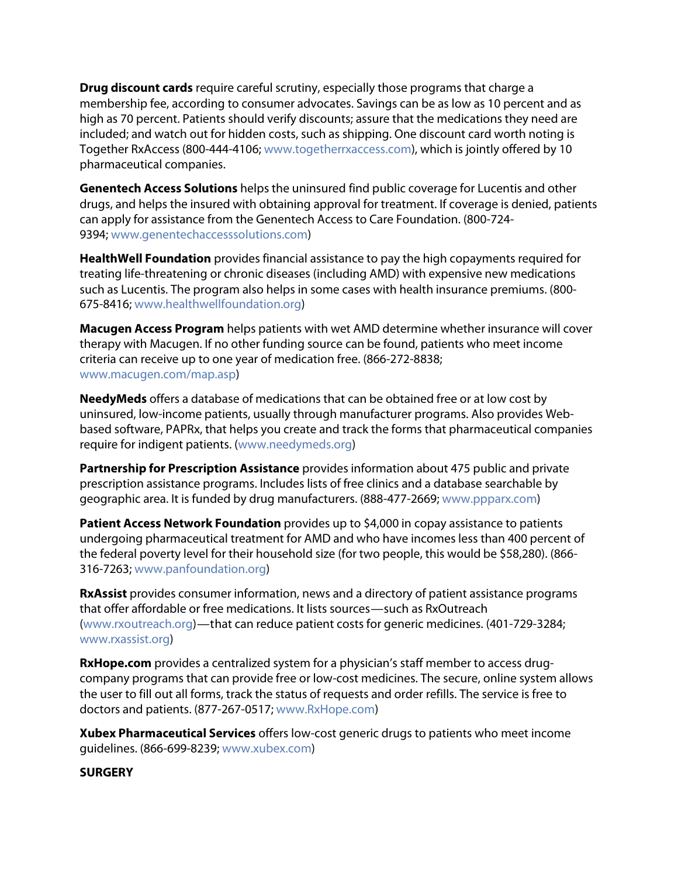**Drug discount cards** require careful scrutiny, especially those programs that charge a membership fee, according to consumer advocates. Savings can be as low as 10 percent and as high as 70 percent. Patients should verify discounts; assure that the medications they need are included; and watch out for hidden costs, such as shipping. One discount card worth noting is Together RxAccess (800-444-4106; www.togetherrxaccess.com), which is jointly offered by 10 pharmaceutical companies.

**Genentech Access Solutions** helps the uninsured find public coverage for Lucentis and other drugs, and helps the insured with obtaining approval for treatment. If coverage is denied, patients can apply for assistance from the Genentech Access to Care Foundation. (800-724-9394; www.genentechaccesssolutions.com)

**HealthWell Foundation** provides financial assistance to pay the high copayments required for treating life-threatening or chronic diseases (including AMD) with expensive new medications such as Lucentis. The program also helps in some cases with health insurance premiums. (800-675-8416; www.healthwellfoundation.org)

**Macugen Access Program** helps patients with wet AMD determine whether insurance will cover therapy with Macugen. If no other funding source can be found, patients who meet income criteria can receive up to one year of medication free. (866-272-8838; www.macugen.com/map.asp)

**NeedyMeds** offers a database of medications that can be obtained free or at low cost by uninsured, low-income patients, usually through manufacturer programs. Also provides Web-based software, PAPRx, that helps you create and track the forms that pharmaceutical companies require for indigent patients. (www.needymeds.org)

**Partnership for Prescription Assistance** provides information about 475 public and private prescription assistance programs. Includes lists of free clinics and a database searchable by geographic area. It is funded by drug manufacturers. (888-477-2669; www.pparx.com)

**Patient Access Network Foundation** provides up to $4,000 in copay assistance to patients undergoing pharmaceutical treatment for AMD and who have incomes less than 400 percent of the federal poverty level for their household size (for two people, this would be $58,280). (866-316-7263; www.panfoundation.org)

**RxAssist** provides consumer information, news and a directory of patient assistance programs that offer affordable or free medications. It lists sources—such as RxOutreach (www.rxoutreach.org)—that can reduce patient costs for generic medicines. (401-729-3284; www.rxassist.org)

**RxHope.com** provides a centralized system for a physician's staff member to access drug-company programs that can provide free or low-cost medicines. The secure, online system allows the user to fill out all forms, track the status of requests and order refills. The service is free to doctors and patients. (877-267-0517; www.RxHope.com)

**Xubex Pharmaceutical Services** offers low-cost generic drugs to patients who meet income guidelines. (866-699-8239; www.xubex.com)

**SURGERY**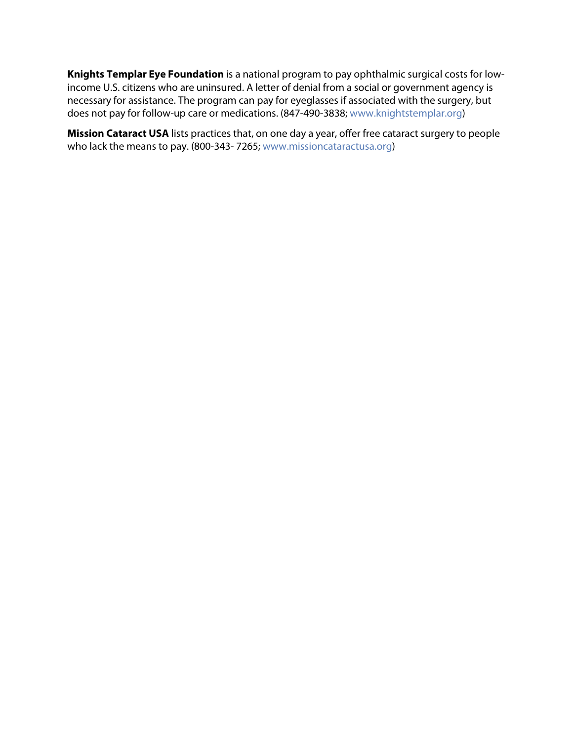**Knights Templar Eye Foundation** is a national program to pay ophthalmic surgical costs for low-income U.S. citizens who are uninsured. A letter of denial from a social or government agency is necessary for assistance. The program can pay for eyeglasses if associated with the surgery, but does not pay for follow-up care or medications. (847-490-3838; www.knightstemplar.org)

**Mission Cataract USA** lists practices that, on one day a year, offer free cataract surgery to people who lack the means to pay. (800-343- 7265; www.missioncataractusa.org)